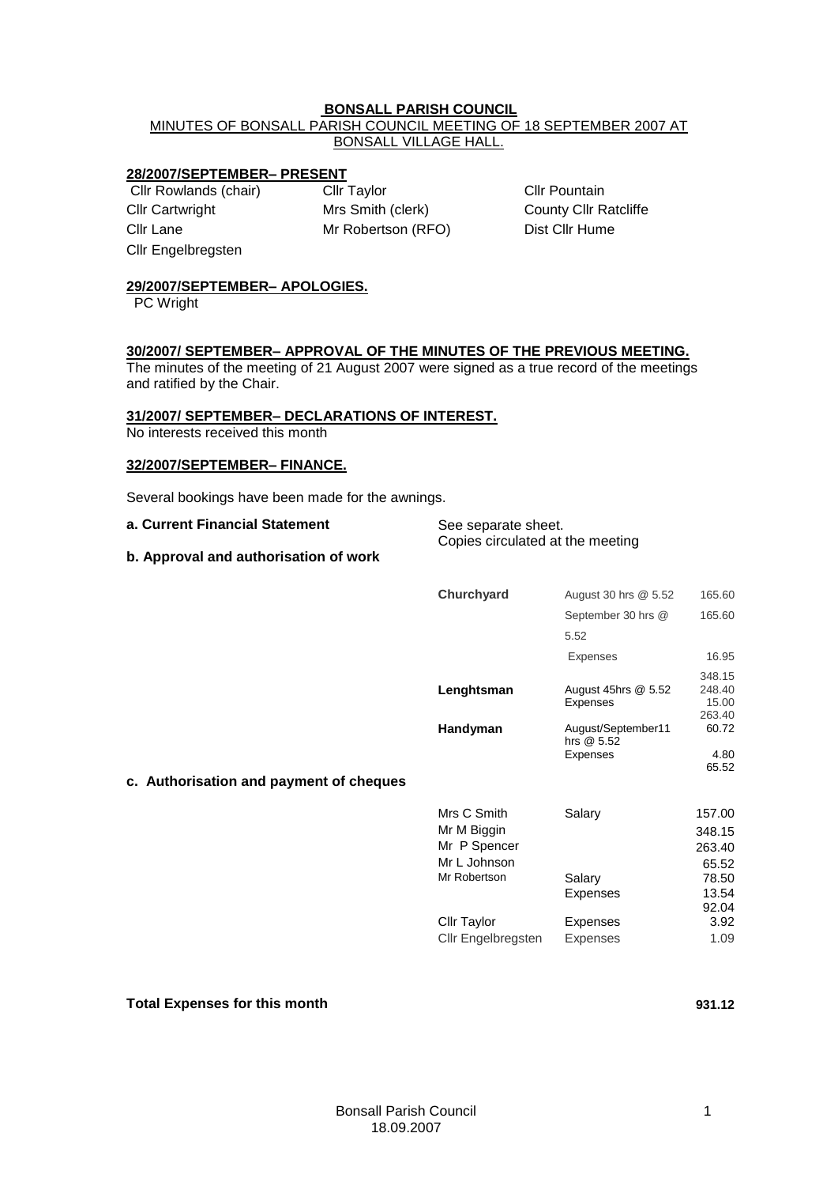**BONSALL PARISH COUNCIL**

MINUTES OF BONSALL PARISH COUNCIL MEETING OF 18 SEPTEMBER 2007 AT BONSALL VILLAGE HALL.

## 28/2007/SEPTEMBER– PRESENT

| | | |
|---|---|---|
| Cllr Rowlands (chair) | Cllr Taylor | Cllr Pountain |
| Cllr Cartwright | Mrs Smith (clerk) | County Cllr Ratcliffe |
| Cllr Lane | Mr Robertson (RFO) | Dist Cllr Hume |
| Cllr Engelbregsten | | |

## 29/2007/SEPTEMBER– APOLOGIES.

PC Wright

## 30/2007/ SEPTEMBER– APPROVAL OF THE MINUTES OF THE PREVIOUS MEETING.

The minutes of the meeting of 21 August 2007 were signed as a true record of the meetings and ratified by the Chair.

## 31/2007/ SEPTEMBER– DECLARATIONS OF INTEREST.

No interests received this month

## 32/2007/SEPTEMBER– FINANCE.

Several bookings have been made for the awnings.

**a. Current Financial Statement** — See separate sheet. Copies circulated at the meeting

**b. Approval and authorisation of work**

| | | |
|---|---|---|
| **Churchyard** | August 30 hrs @ 5.52 | 165.60 |
| | September 30 hrs @ 5.52 | 165.60 |
| | Expenses | 16.95 |
| | | 348.15 |
| **Lenghtsman** | August 45hrs @ 5.52 | 248.40 |
| | Expenses | 15.00 |
| | | 263.40 |
| **Handyman** | August/September11 hrs @ 5.52 | 60.72 |
| | Expenses | 4.80 |
| | | 65.52 |

**c. Authorisation and payment of cheques**

| | | |
|---|---|---|
| Mrs C Smith | Salary | 157.00 |
| Mr M Biggin | | 348.15 |
| Mr P Spencer | | 263.40 |
| Mr L Johnson | | 65.52 |
| Mr Robertson | Salary | 78.50 |
| | Expenses | 13.54 |
| | | 92.04 |
| Cllr Taylor | Expenses | 3.92 |
| Cllr Engelbregsten | Expenses | 1.09 |

**Total Expenses for this month** **931.12**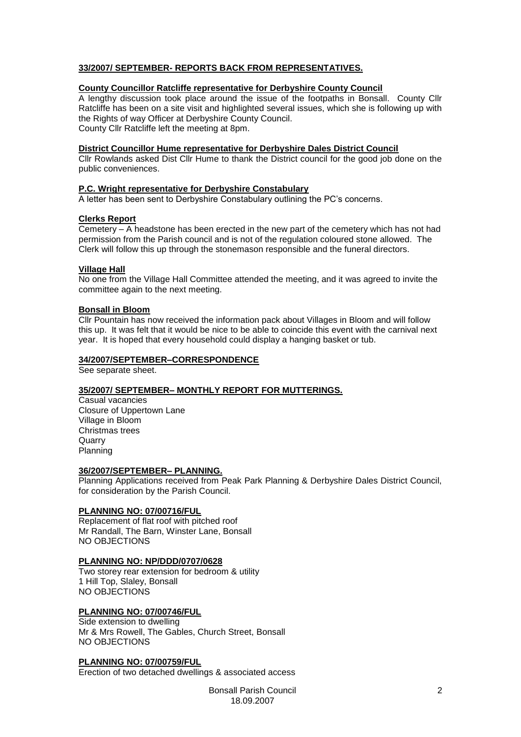**33/2007/ SEPTEMBER- REPORTS BACK FROM REPRESENTATIVES.**

**County Councillor Ratcliffe representative for Derbyshire County Council**

A lengthy discussion took place around the issue of the footpaths in Bonsall. County Cllr Ratcliffe has been on a site visit and highlighted several issues, which she is following up with the Rights of way Officer at Derbyshire County Council.
County Cllr Ratcliffe left the meeting at 8pm.

**District Councillor Hume representative for Derbyshire Dales District Council**

Cllr Rowlands asked Dist Cllr Hume to thank the District council for the good job done on the public conveniences.

**P.C. Wright representative for Derbyshire Constabulary**

A letter has been sent to Derbyshire Constabulary outlining the PC's concerns.

**Clerks Report**

Cemetery – A headstone has been erected in the new part of the cemetery which has not had permission from the Parish council and is not of the regulation coloured stone allowed. The Clerk will follow this up through the stonemason responsible and the funeral directors.

**Village Hall**

No one from the Village Hall Committee attended the meeting, and it was agreed to invite the committee again to the next meeting.

**Bonsall in Bloom**

Cllr Pountain has now received the information pack about Villages in Bloom and will follow this up. It was felt that it would be nice to be able to coincide this event with the carnival next year. It is hoped that every household could display a hanging basket or tub.

**34/2007/SEPTEMBER–CORRESPONDENCE**

See separate sheet.

**35/2007/ SEPTEMBER– MONTHLY REPORT FOR MUTTERINGS.**

Casual vacancies
Closure of Uppertown Lane
Village in Bloom
Christmas trees
Quarry
Planning

**36/2007/SEPTEMBER– PLANNING.**

Planning Applications received from Peak Park Planning & Derbyshire Dales District Council, for consideration by the Parish Council.

**PLANNING NO: 07/00716/FUL**

Replacement of flat roof with pitched roof
Mr Randall, The Barn, Winster Lane, Bonsall
NO OBJECTIONS

**PLANNING NO: NP/DDD/0707/0628**

Two storey rear extension for bedroom & utility
1 Hill Top, Slaley, Bonsall
NO OBJECTIONS

**PLANNING NO: 07/00746/FUL**

Side extension to dwelling
Mr & Mrs Rowell, The Gables, Church Street, Bonsall
NO OBJECTIONS

**PLANNING NO: 07/00759/FUL**

Erection of two detached dwellings & associated access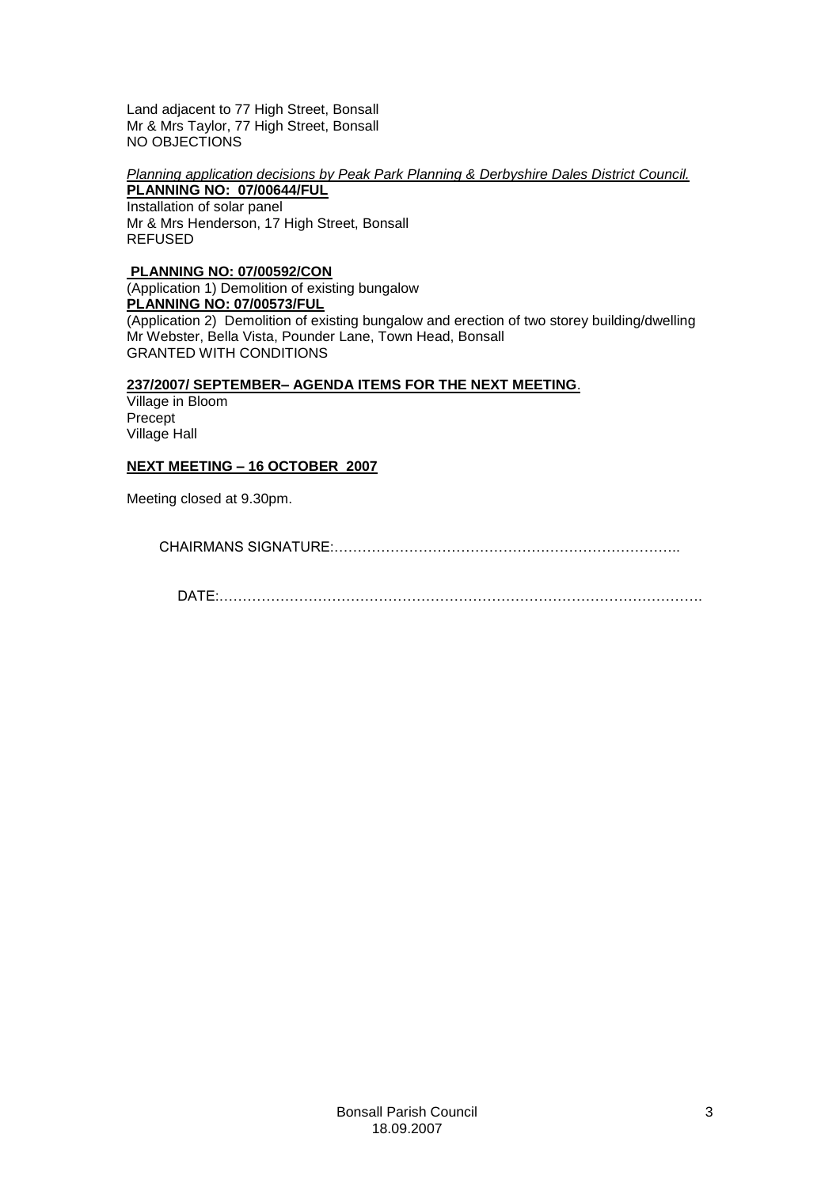Land adjacent to 77 High Street, Bonsall
Mr & Mrs Taylor, 77 High Street, Bonsall
NO OBJECTIONS

*Planning application decisions by Peak Park Planning & Derbyshire Dales District Council.*

**PLANNING NO: 07/00644/FUL**
Installation of solar panel
Mr & Mrs Henderson, 17 High Street, Bonsall
REFUSED

**PLANNING NO: 07/00592/CON**
(Application 1) Demolition of existing bungalow
**PLANNING NO: 07/00573/FUL**
(Application 2) Demolition of existing bungalow and erection of two storey building/dwelling
Mr Webster, Bella Vista, Pounder Lane, Town Head, Bonsall
GRANTED WITH CONDITIONS

**237/2007/ SEPTEMBER– AGENDA ITEMS FOR THE NEXT MEETING**.
Village in Bloom
Precept
Village Hall

**NEXT MEETING – 16 OCTOBER 2007**

Meeting closed at 9.30pm.

CHAIRMANS SIGNATURE:…………………………………………………………………..

DATE:…………………………………………………………………………………………